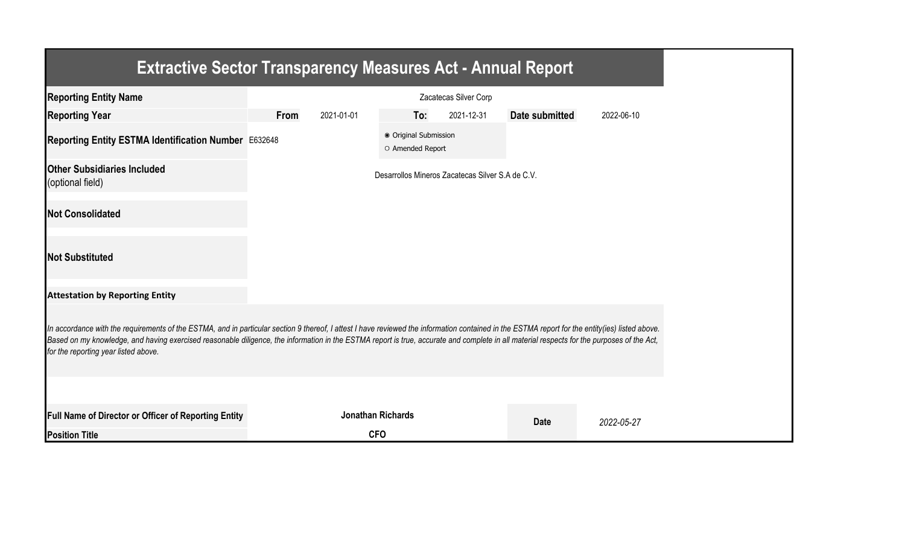# Extractive Sector Transparency Measures Act - Annual Report

| | | | | | | |
|---|---|---|---|---|---|---|
| **Reporting Entity Name** | Zacatecas Silver Corp | | | | | |
| **Reporting Year** | **From** | 2021-01-01 | **To:** | 2021-12-31 | **Date submitted** | 2022-06-10 |
| **Reporting Entity ESTMA Identification Number** | E632648 | | ◉ Original Submission<br>○ Amended Report | | | |
| **Other Subsidiaries Included** (optional field) | Desarrollos Mineros Zacatecas Silver S.A de C.V. | | | | | |
| **Not Consolidated** | | | | | | |
| **Not Substituted** | | | | | | |

**Attestation by Reporting Entity**

*In accordance with the requirements of the ESTMA, and in particular section 9 thereof, I attest I have reviewed the information contained in the ESTMA report for the entity(ies) listed above. Based on my knowledge, and having exercised reasonable diligence, the information in the ESTMA report is true, accurate and complete in all material respects for the purposes of the Act, for the reporting year listed above.*

| | | | |
|---|---|---|---|
| **Full Name of Director or Officer of Reporting Entity** | **Jonathan Richards** | **Date** | *2022-05-27* |
| **Position Title** | **CFO** | | |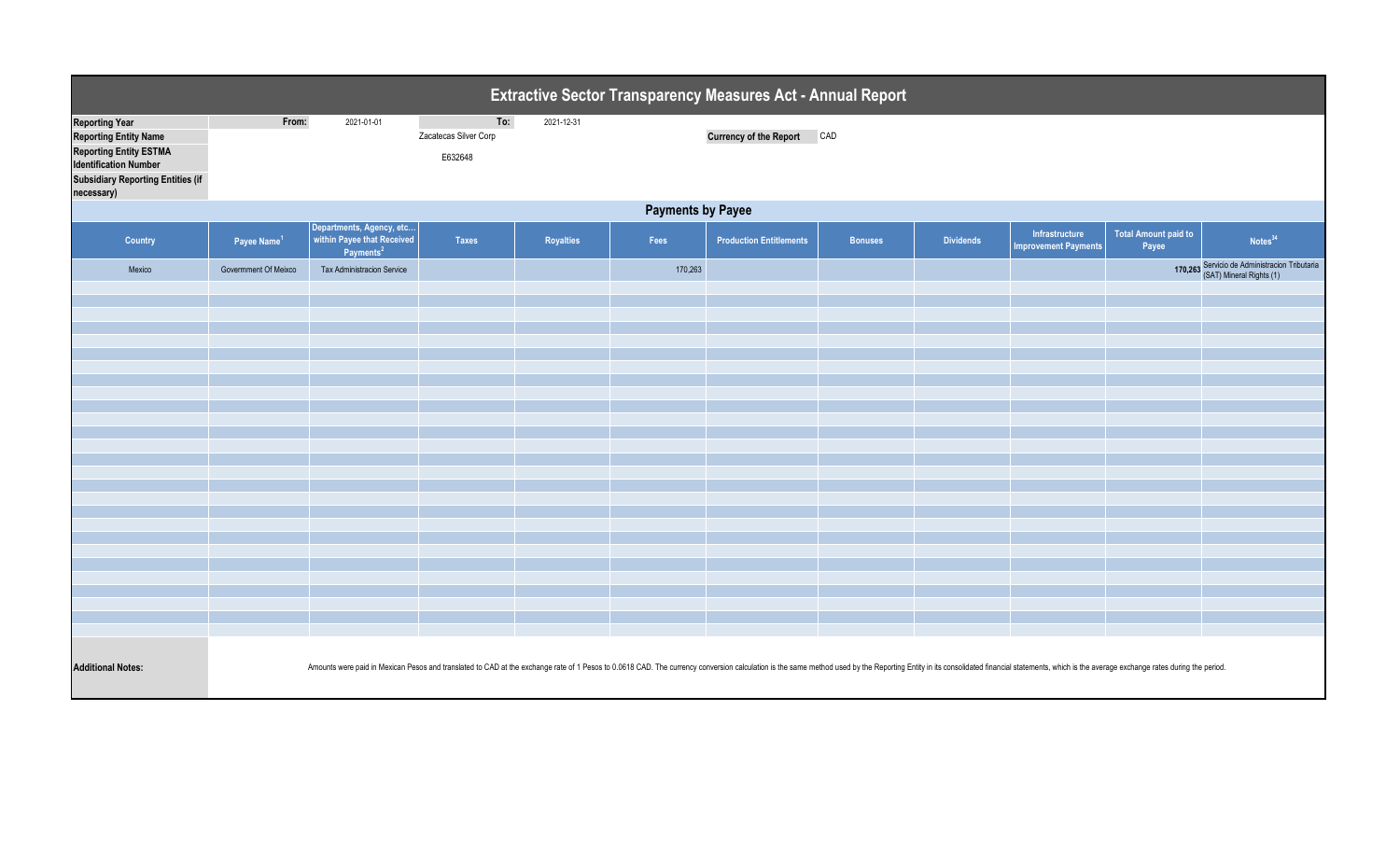# Extractive Sector Transparency Measures Act - Annual Report

| | | | | | |
|---|---|---|---|---|---|
| **Reporting Year** | From: | 2021-01-01 | To: | 2021-12-31 | |
| **Reporting Entity Name** | | | Zacatecas Silver Corp | **Currency of the Report** | CAD |
| **Reporting Entity ESTMA Identification Number** | | | E632648 | | |
| **Subsidiary Reporting Entities (if necessary)** | | | | | |

## Payments by Payee

| Country | Payee Name[1] | Departments, Agency, etc… within Payee that Received Payments[2] | Taxes | Royalties | Fees | Production Entitlements | Bonuses | Dividends | Infrastructure Improvement Payments | Total Amount paid to Payee | Notes[34] |
|---|---|---|---|---|---|---|---|---|---|---|---|
| Mexico | Govermment Of Meixco | Tax Administracion Service | | | 170,263 | | | | | 170,263 | Servicio de Administracion Tributaria (SAT) Mineral Rights (1) |

**Additional Notes:**

Amounts were paid in Mexican Pesos and translated to CAD at the exchange rate of 1 Pesos to 0.0618 CAD. The currency conversion calculation is the same method used by the Reporting Entity in its consolidated financial statements, which is the average exchange rates during the period.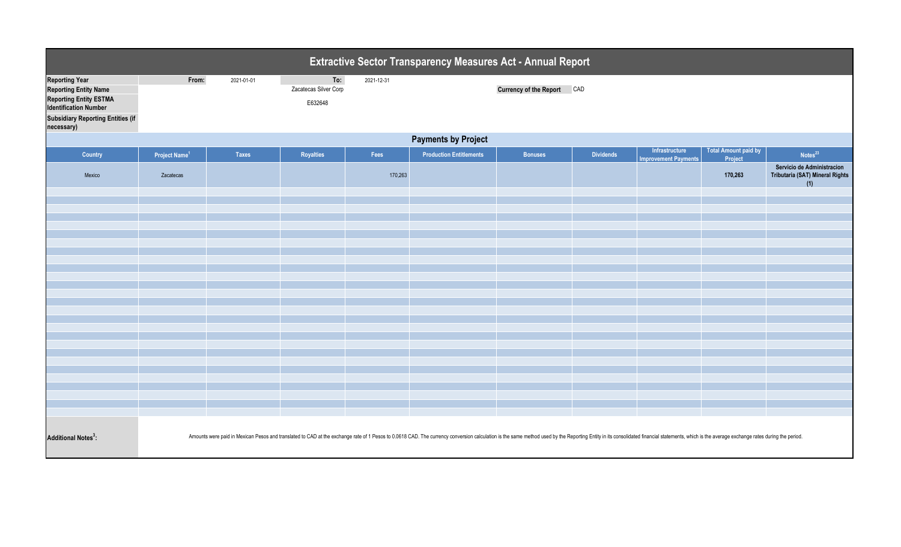# Extractive Sector Transparency Measures Act - Annual Report

| | | | | | | |
|---|---|---|---|---|---|---|
| **Reporting Year** | **From:** | 2021-01-01 | **To:** | 2021-12-31 | | |
| **Reporting Entity Name** | | | Zacatecas Silver Corp | | **Currency of the Report** | CAD |
| **Reporting Entity ESTMA Identification Number** | | | E632648 | | | |
| **Subsidiary Reporting Entities (if necessary)** | | | | | | |

## Payments by Project

| Country | Project Name[1] | Taxes | Royalties | Fees | Production Entitlements | Bonuses | Dividends | Infrastructure Improvement Payments | Total Amount paid by Project | Notes[23] |
|---|---|---|---|---|---|---|---|---|---|---|
| Mexico | Zacatecas | | | 170,263 | | | | | **170,263** | **Servicio de Administracion Tributaria (SAT) Mineral Rights (1)** |

**Additional Notes[3]:**

Amounts were paid in Mexican Pesos and translated to CAD at the exchange rate of 1 Pesos to 0.0618 CAD. The currency conversion calculation is the same method used by the Reporting Entity in its consolidated financial statements, which is the average exchange rates during the period.